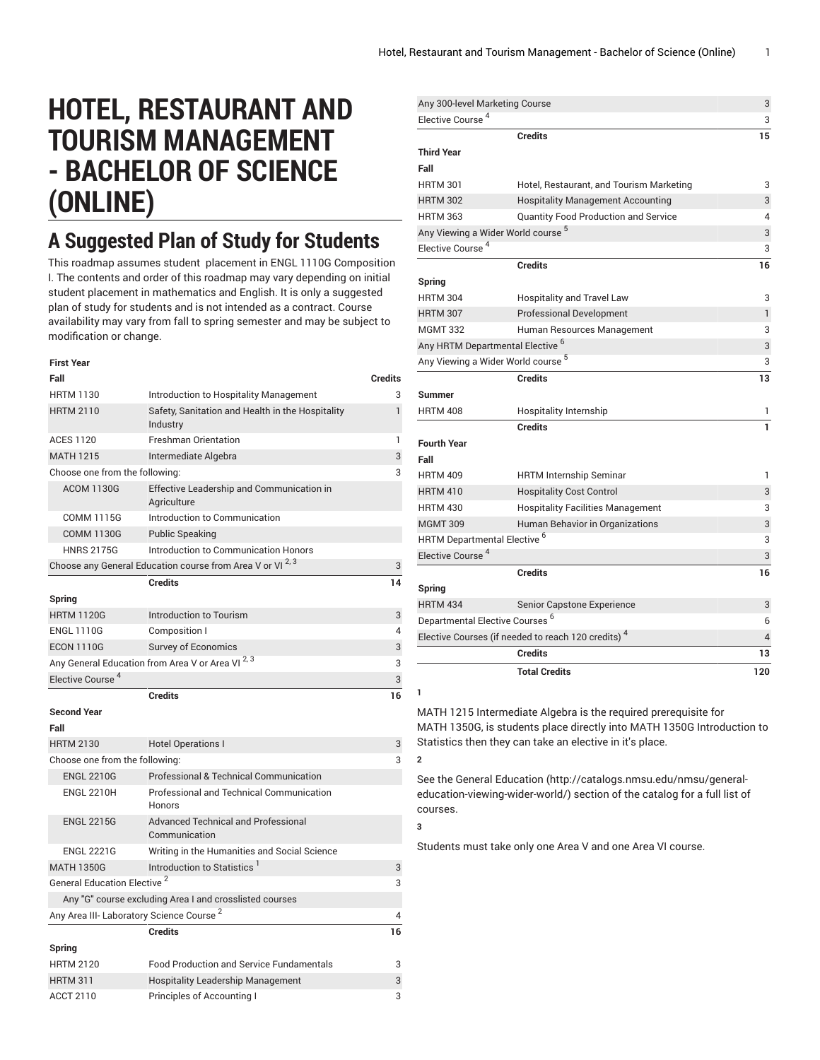# HOTEL, RESTAURANT AND TOURISM MANAGEMENT - BACHELOR OF SCIENCE (ONLINE)

## A Suggested Plan of Study for Students

This roadmap assumes student placement in ENGL 1110G Composition I. The contents and order of this roadmap may vary depending on initial student placement in mathematics and English. It is only a suggested plan of study for students and is not intended as a contract. Course availability may vary from fall to spring semester and may be subject to modification or change.

| First Year | | |
|---|---|---|
| **Fall** | | **Credits** |
| HRTM 1130 | Introduction to Hospitality Management | 3 |
| HRTM 2110 | Safety, Sanitation and Health in the Hospitality Industry | 1 |
| ACES 1120 | Freshman Orientation | 1 |
| MATH 1215 | Intermediate Algebra | 3 |
| Choose one from the following: | | 3 |
| ACOM 1130G | Effective Leadership and Communication in Agriculture | |
| COMM 1115G | Introduction to Communication | |
| COMM 1130G | Public Speaking | |
| HNRS 2175G | Introduction to Communication Honors | |
| Choose any General Education course from Area V or VI [2, 3] | | 3 |
| | **Credits** | **14** |
| **Spring** | | |
| HRTM 1120G | Introduction to Tourism | 3 |
| ENGL 1110G | Composition I | 4 |
| ECON 1110G | Survey of Economics | 3 |
| Any General Education from Area V or Area VI [2, 3] | | 3 |
| Elective Course [4] | | 3 |
| | **Credits** | **16** |
| **Second Year** | | |
| **Fall** | | |
| HRTM 2130 | Hotel Operations I | 3 |
| Choose one from the following: | | 3 |
| ENGL 2210G | Professional & Technical Communication | |
| ENGL 2210H | Professional and Technical Communication Honors | |
| ENGL 2215G | Advanced Technical and Professional Communication | |
| ENGL 2221G | Writing in the Humanities and Social Science | |
| MATH 1350G | Introduction to Statistics [1] | 3 |
| General Education Elective [2] | | 3 |
| Any "G" course excluding Area I and crosslisted courses | | |
| Any Area III- Laboratory Science Course [2] | | 4 |
| | **Credits** | **16** |
| **Spring** | | |
| HRTM 2120 | Food Production and Service Fundamentals | 3 |
| HRTM 311 | Hospitality Leadership Management | 3 |
| ACCT 2110 | Principles of Accounting I | 3 |
| Any 300-level Marketing Course | | 3 |
| Elective Course [4] | | 3 |
| | **Credits** | **15** |
| **Third Year** | | |
| **Fall** | | |
| HRTM 301 | Hotel, Restaurant, and Tourism Marketing | 3 |
| HRTM 302 | Hospitality Management Accounting | 3 |
| HRTM 363 | Quantity Food Production and Service | 4 |
| Any Viewing a Wider World course [5] | | 3 |
| Elective Course [4] | | 3 |
| | **Credits** | **16** |
| **Spring** | | |
| HRTM 304 | Hospitality and Travel Law | 3 |
| HRTM 307 | Professional Development | 1 |
| MGMT 332 | Human Resources Management | 3 |
| Any HRTM Departmental Elective [6] | | 3 |
| Any Viewing a Wider World course [5] | | 3 |
| | **Credits** | **13** |
| **Summer** | | |
| HRTM 408 | Hospitality Internship | 1 |
| | **Credits** | **1** |
| **Fourth Year** | | |
| **Fall** | | |
| HRTM 409 | HRTM Internship Seminar | 1 |
| HRTM 410 | Hospitality Cost Control | 3 |
| HRTM 430 | Hospitality Facilities Management | 3 |
| MGMT 309 | Human Behavior in Organizations | 3 |
| HRTM Departmental Elective [6] | | 3 |
| Elective Course [4] | | 3 |
| | **Credits** | **16** |
| **Spring** | | |
| HRTM 434 | Senior Capstone Experience | 3 |
| Departmental Elective Courses [6] | | 6 |
| Elective Courses (if needed to reach 120 credits) [4] | | 4 |
| | **Credits** | **13** |
| | **Total Credits** | **120** |

**1**

MATH 1215 Intermediate Algebra is the required prerequisite for MATH 1350G, is students place directly into MATH 1350G Introduction to Statistics then they can take an elective in it's place.

**2**

See the General Education (http://catalogs.nmsu.edu/nmsu/general-education-viewing-wider-world/) section of the catalog for a full list of courses.

**3**

Students must take only one Area V and one Area VI course.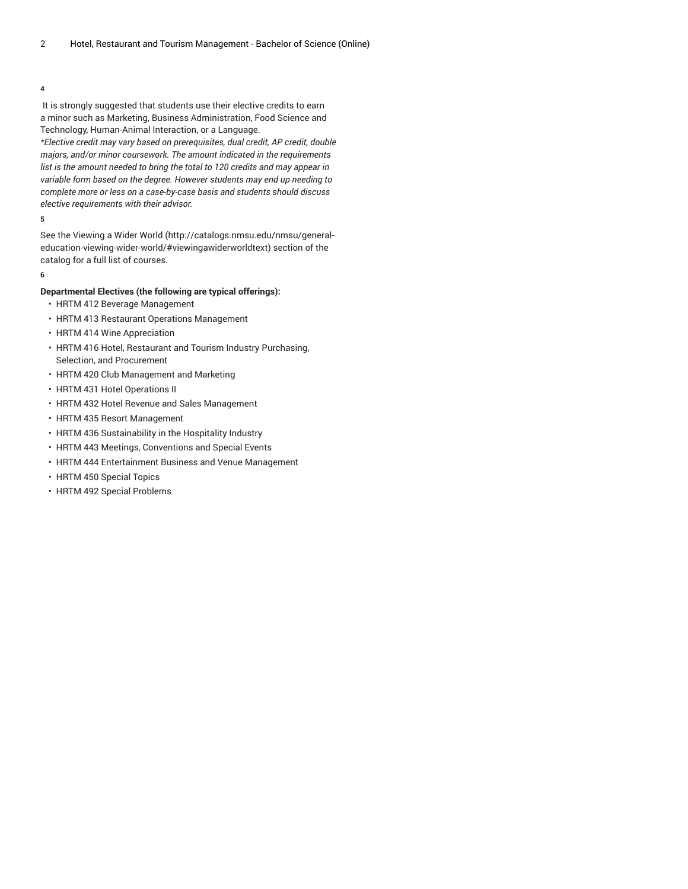**4**

It is strongly suggested that students use their elective credits to earn a minor such as Marketing, Business Administration, Food Science and Technology, Human-Animal Interaction, or a Language.
*\*Elective credit may vary based on prerequisites, dual credit, AP credit, double majors, and/or minor coursework. The amount indicated in the requirements list is the amount needed to bring the total to 120 credits and may appear in variable form based on the degree. However students may end up needing to complete more or less on a case-by-case basis and students should discuss elective requirements with their advisor.*

**5**

See the Viewing a Wider World (http://catalogs.nmsu.edu/nmsu/general-education-viewing-wider-world/#viewingawiderworldtext) section of the catalog for a full list of courses.

**6**

**Departmental Electives (the following are typical offerings):**

- HRTM 412 Beverage Management
- HRTM 413 Restaurant Operations Management
- HRTM 414 Wine Appreciation
- HRTM 416 Hotel, Restaurant and Tourism Industry Purchasing, Selection, and Procurement
- HRTM 420 Club Management and Marketing
- HRTM 431 Hotel Operations II
- HRTM 432 Hotel Revenue and Sales Management
- HRTM 435 Resort Management
- HRTM 436 Sustainability in the Hospitality Industry
- HRTM 443 Meetings, Conventions and Special Events
- HRTM 444 Entertainment Business and Venue Management
- HRTM 450 Special Topics
- HRTM 492 Special Problems